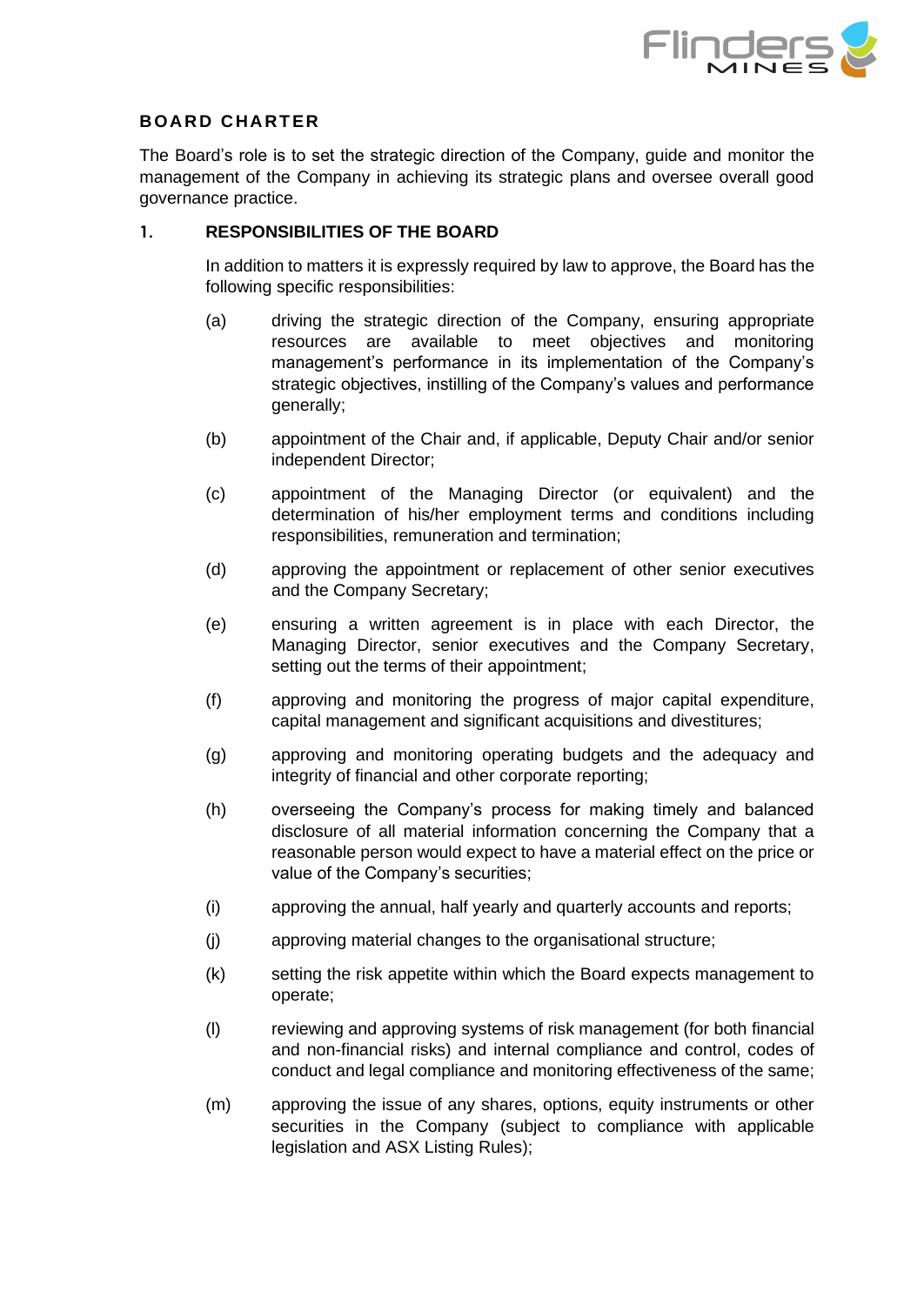# BOARD CHARTER

The Board's role is to set the strategic direction of the Company, guide and monitor the management of the Company in achieving its strategic plans and oversee overall good governance practice.

## 1. RESPONSIBILITIES OF THE BOARD

In addition to matters it is expressly required by law to approve, the Board has the following specific responsibilities:

(a) driving the strategic direction of the Company, ensuring appropriate resources are available to meet objectives and monitoring management's performance in its implementation of the Company's strategic objectives, instilling of the Company's values and performance generally;

(b) appointment of the Chair and, if applicable, Deputy Chair and/or senior independent Director;

(c) appointment of the Managing Director (or equivalent) and the determination of his/her employment terms and conditions including responsibilities, remuneration and termination;

(d) approving the appointment or replacement of other senior executives and the Company Secretary;

(e) ensuring a written agreement is in place with each Director, the Managing Director, senior executives and the Company Secretary, setting out the terms of their appointment;

(f) approving and monitoring the progress of major capital expenditure, capital management and significant acquisitions and divestitures;

(g) approving and monitoring operating budgets and the adequacy and integrity of financial and other corporate reporting;

(h) overseeing the Company's process for making timely and balanced disclosure of all material information concerning the Company that a reasonable person would expect to have a material effect on the price or value of the Company's securities;

(i) approving the annual, half yearly and quarterly accounts and reports;

(j) approving material changes to the organisational structure;

(k) setting the risk appetite within which the Board expects management to operate;

(l) reviewing and approving systems of risk management (for both financial and non-financial risks) and internal compliance and control, codes of conduct and legal compliance and monitoring effectiveness of the same;

(m) approving the issue of any shares, options, equity instruments or other securities in the Company (subject to compliance with applicable legislation and ASX Listing Rules);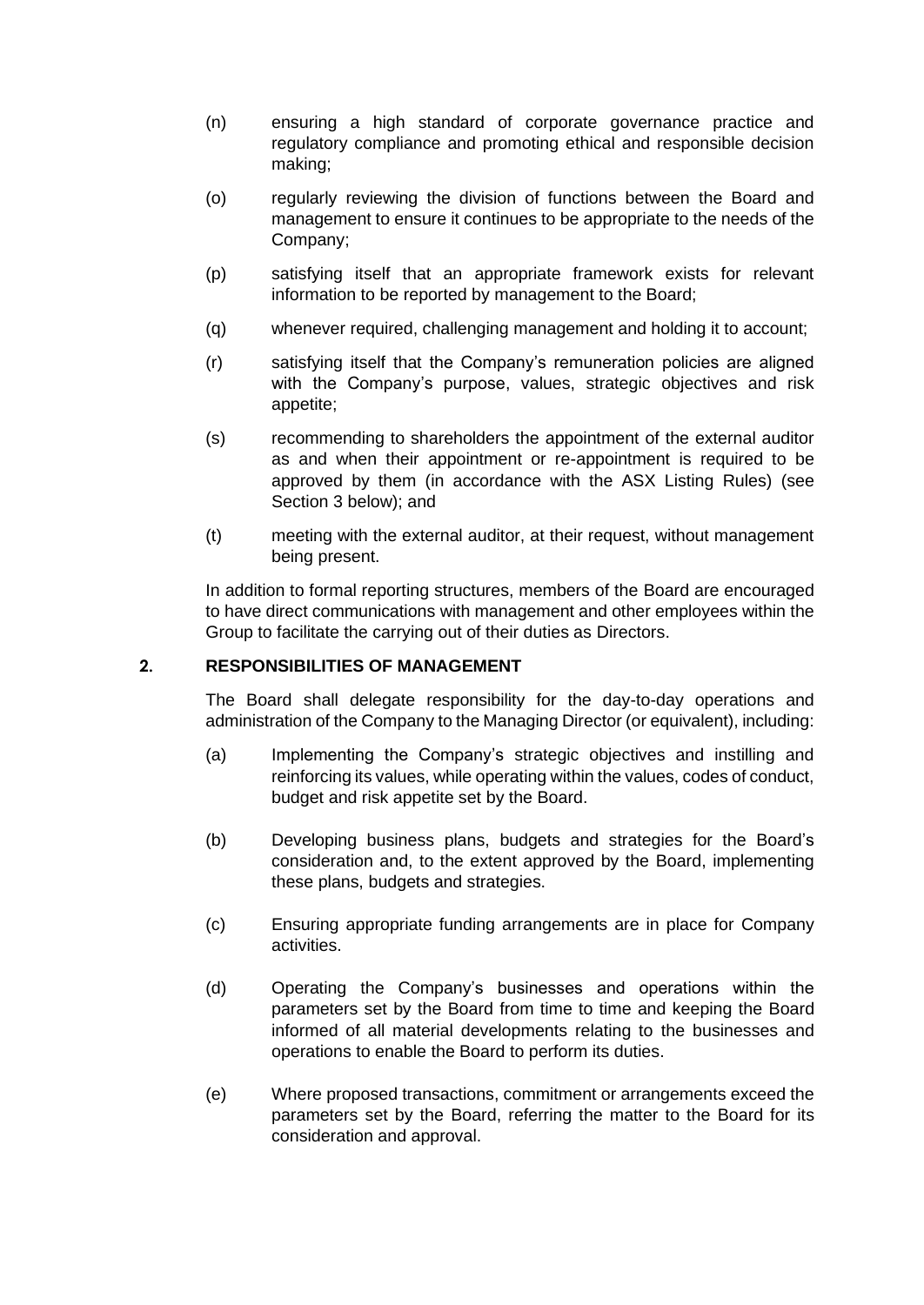(n) ensuring a high standard of corporate governance practice and regulatory compliance and promoting ethical and responsible decision making;

(o) regularly reviewing the division of functions between the Board and management to ensure it continues to be appropriate to the needs of the Company;

(p) satisfying itself that an appropriate framework exists for relevant information to be reported by management to the Board;

(q) whenever required, challenging management and holding it to account;

(r) satisfying itself that the Company's remuneration policies are aligned with the Company's purpose, values, strategic objectives and risk appetite;

(s) recommending to shareholders the appointment of the external auditor as and when their appointment or re-appointment is required to be approved by them (in accordance with the ASX Listing Rules) (see Section 3 below); and

(t) meeting with the external auditor, at their request, without management being present.

In addition to formal reporting structures, members of the Board are encouraged to have direct communications with management and other employees within the Group to facilitate the carrying out of their duties as Directors.

## 2. RESPONSIBILITIES OF MANAGEMENT

The Board shall delegate responsibility for the day-to-day operations and administration of the Company to the Managing Director (or equivalent), including:

(a) Implementing the Company's strategic objectives and instilling and reinforcing its values, while operating within the values, codes of conduct, budget and risk appetite set by the Board.

(b) Developing business plans, budgets and strategies for the Board's consideration and, to the extent approved by the Board, implementing these plans, budgets and strategies.

(c) Ensuring appropriate funding arrangements are in place for Company activities.

(d) Operating the Company's businesses and operations within the parameters set by the Board from time to time and keeping the Board informed of all material developments relating to the businesses and operations to enable the Board to perform its duties.

(e) Where proposed transactions, commitment or arrangements exceed the parameters set by the Board, referring the matter to the Board for its consideration and approval.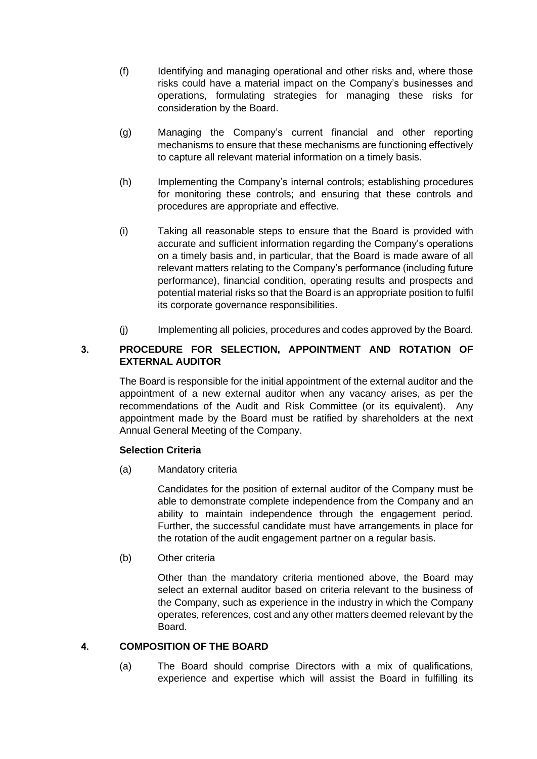(f) Identifying and managing operational and other risks and, where those risks could have a material impact on the Company's businesses and operations, formulating strategies for managing these risks for consideration by the Board.

(g) Managing the Company's current financial and other reporting mechanisms to ensure that these mechanisms are functioning effectively to capture all relevant material information on a timely basis.

(h) Implementing the Company's internal controls; establishing procedures for monitoring these controls; and ensuring that these controls and procedures are appropriate and effective.

(i) Taking all reasonable steps to ensure that the Board is provided with accurate and sufficient information regarding the Company's operations on a timely basis and, in particular, that the Board is made aware of all relevant matters relating to the Company's performance (including future performance), financial condition, operating results and prospects and potential material risks so that the Board is an appropriate position to fulfil its corporate governance responsibilities.

(j) Implementing all policies, procedures and codes approved by the Board.

## 3. PROCEDURE FOR SELECTION, APPOINTMENT AND ROTATION OF EXTERNAL AUDITOR

The Board is responsible for the initial appointment of the external auditor and the appointment of a new external auditor when any vacancy arises, as per the recommendations of the Audit and Risk Committee (or its equivalent). Any appointment made by the Board must be ratified by shareholders at the next Annual General Meeting of the Company.

**Selection Criteria**

(a) Mandatory criteria

Candidates for the position of external auditor of the Company must be able to demonstrate complete independence from the Company and an ability to maintain independence through the engagement period. Further, the successful candidate must have arrangements in place for the rotation of the audit engagement partner on a regular basis.

(b) Other criteria

Other than the mandatory criteria mentioned above, the Board may select an external auditor based on criteria relevant to the business of the Company, such as experience in the industry in which the Company operates, references, cost and any other matters deemed relevant by the Board.

## 4. COMPOSITION OF THE BOARD

(a) The Board should comprise Directors with a mix of qualifications, experience and expertise which will assist the Board in fulfilling its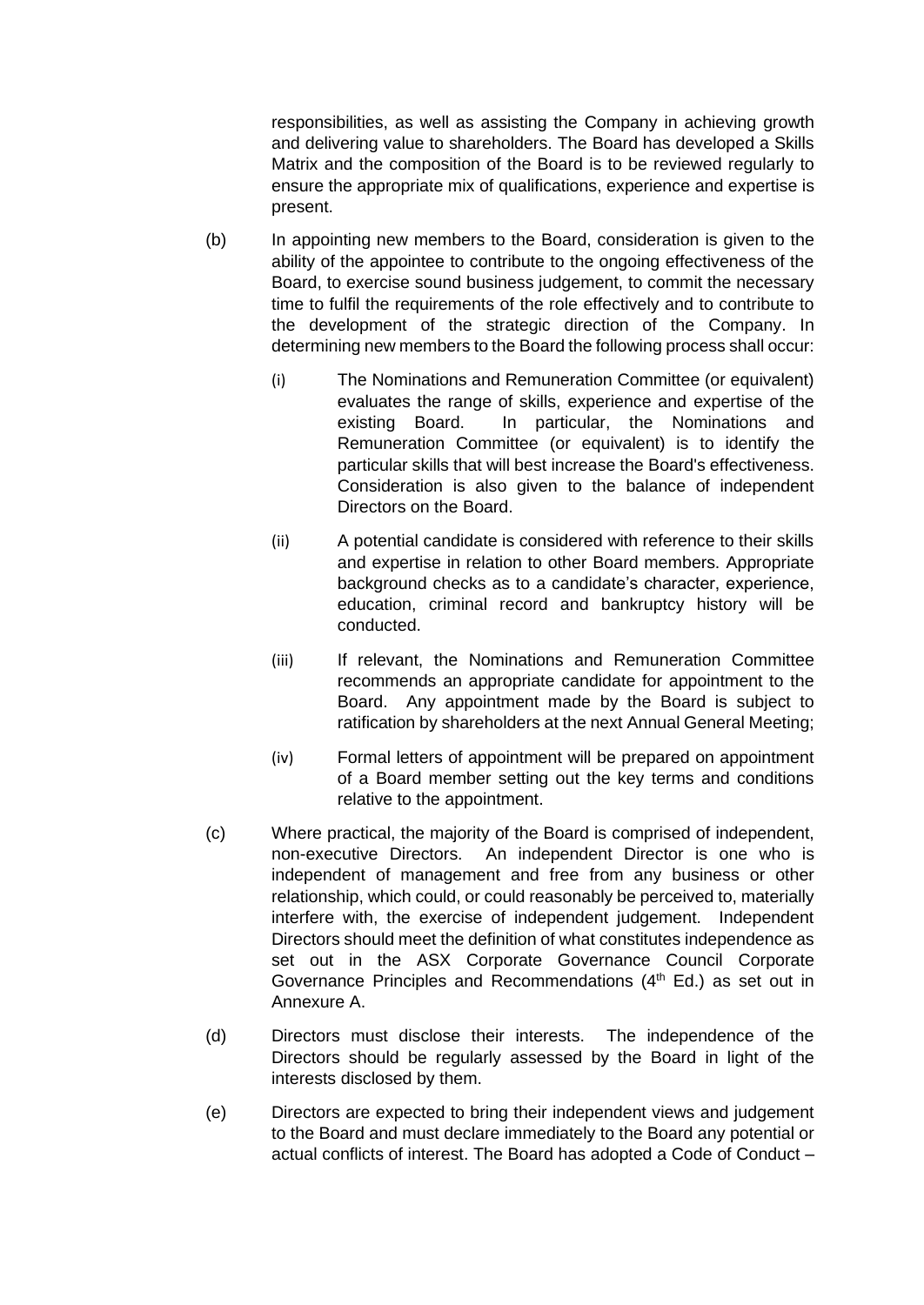responsibilities, as well as assisting the Company in achieving growth and delivering value to shareholders. The Board has developed a Skills Matrix and the composition of the Board is to be reviewed regularly to ensure the appropriate mix of qualifications, experience and expertise is present.

(b) In appointing new members to the Board, consideration is given to the ability of the appointee to contribute to the ongoing effectiveness of the Board, to exercise sound business judgement, to commit the necessary time to fulfil the requirements of the role effectively and to contribute to the development of the strategic direction of the Company. In determining new members to the Board the following process shall occur:

  (i) The Nominations and Remuneration Committee (or equivalent) evaluates the range of skills, experience and expertise of the existing Board. In particular, the Nominations and Remuneration Committee (or equivalent) is to identify the particular skills that will best increase the Board's effectiveness. Consideration is also given to the balance of independent Directors on the Board.

  (ii) A potential candidate is considered with reference to their skills and expertise in relation to other Board members. Appropriate background checks as to a candidate's character, experience, education, criminal record and bankruptcy history will be conducted.

  (iii) If relevant, the Nominations and Remuneration Committee recommends an appropriate candidate for appointment to the Board. Any appointment made by the Board is subject to ratification by shareholders at the next Annual General Meeting;

  (iv) Formal letters of appointment will be prepared on appointment of a Board member setting out the key terms and conditions relative to the appointment.

(c) Where practical, the majority of the Board is comprised of independent, non-executive Directors. An independent Director is one who is independent of management and free from any business or other relationship, which could, or could reasonably be perceived to, materially interfere with, the exercise of independent judgement. Independent Directors should meet the definition of what constitutes independence as set out in the ASX Corporate Governance Council Corporate Governance Principles and Recommendations (4th Ed.) as set out in Annexure A.

(d) Directors must disclose their interests. The independence of the Directors should be regularly assessed by the Board in light of the interests disclosed by them.

(e) Directors are expected to bring their independent views and judgement to the Board and must declare immediately to the Board any potential or actual conflicts of interest. The Board has adopted a Code of Conduct –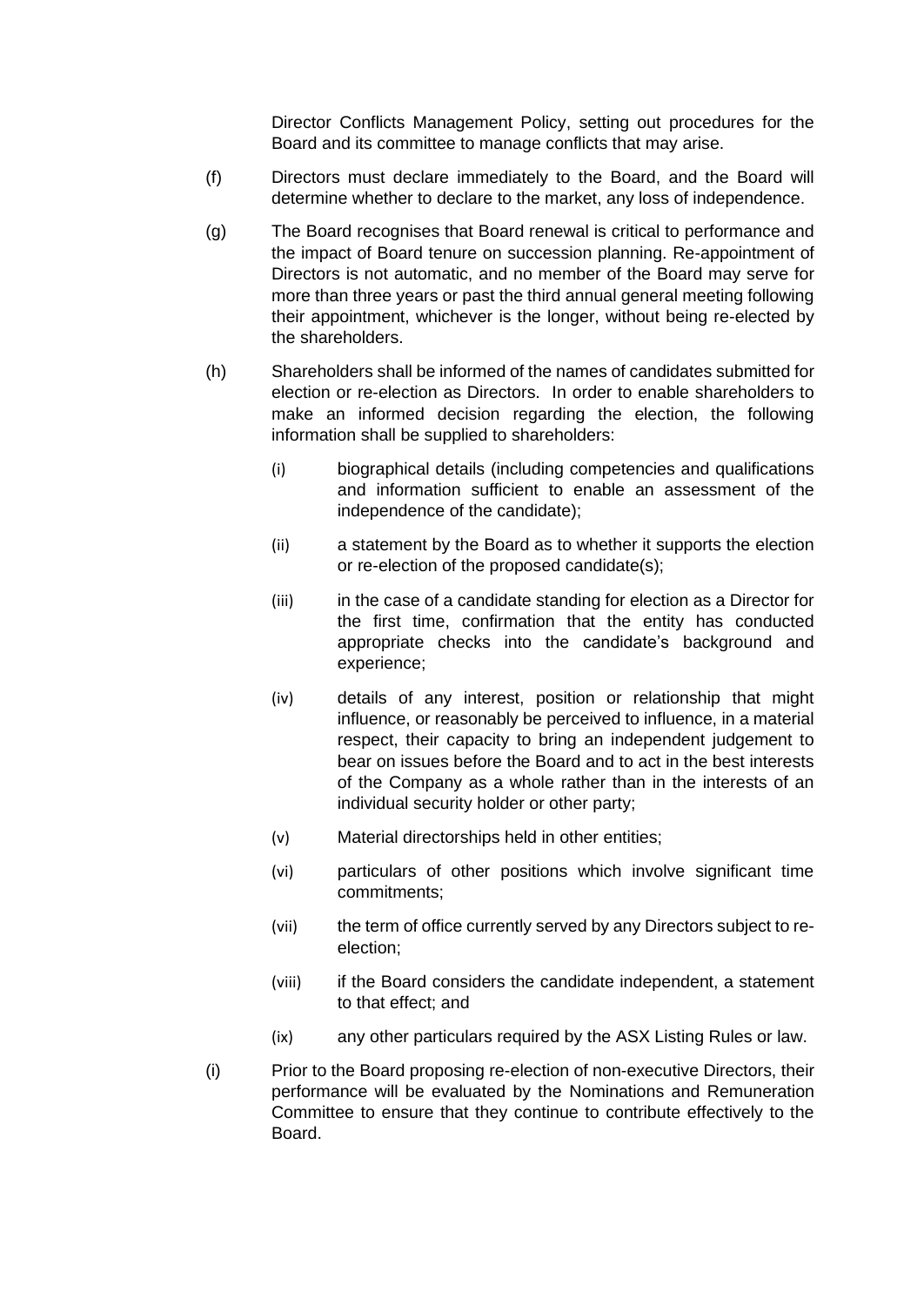Director Conflicts Management Policy, setting out procedures for the Board and its committee to manage conflicts that may arise.

(f) Directors must declare immediately to the Board, and the Board will determine whether to declare to the market, any loss of independence.

(g) The Board recognises that Board renewal is critical to performance and the impact of Board tenure on succession planning. Re-appointment of Directors is not automatic, and no member of the Board may serve for more than three years or past the third annual general meeting following their appointment, whichever is the longer, without being re-elected by the shareholders.

(h) Shareholders shall be informed of the names of candidates submitted for election or re-election as Directors. In order to enable shareholders to make an informed decision regarding the election, the following information shall be supplied to shareholders:

(i) biographical details (including competencies and qualifications and information sufficient to enable an assessment of the independence of the candidate);

(ii) a statement by the Board as to whether it supports the election or re-election of the proposed candidate(s);

(iii) in the case of a candidate standing for election as a Director for the first time, confirmation that the entity has conducted appropriate checks into the candidate's background and experience;

(iv) details of any interest, position or relationship that might influence, or reasonably be perceived to influence, in a material respect, their capacity to bring an independent judgement to bear on issues before the Board and to act in the best interests of the Company as a whole rather than in the interests of an individual security holder or other party;

(v) Material directorships held in other entities;

(vi) particulars of other positions which involve significant time commitments;

(vii) the term of office currently served by any Directors subject to re-election;

(viii) if the Board considers the candidate independent, a statement to that effect; and

(ix) any other particulars required by the ASX Listing Rules or law.

(i) Prior to the Board proposing re-election of non-executive Directors, their performance will be evaluated by the Nominations and Remuneration Committee to ensure that they continue to contribute effectively to the Board.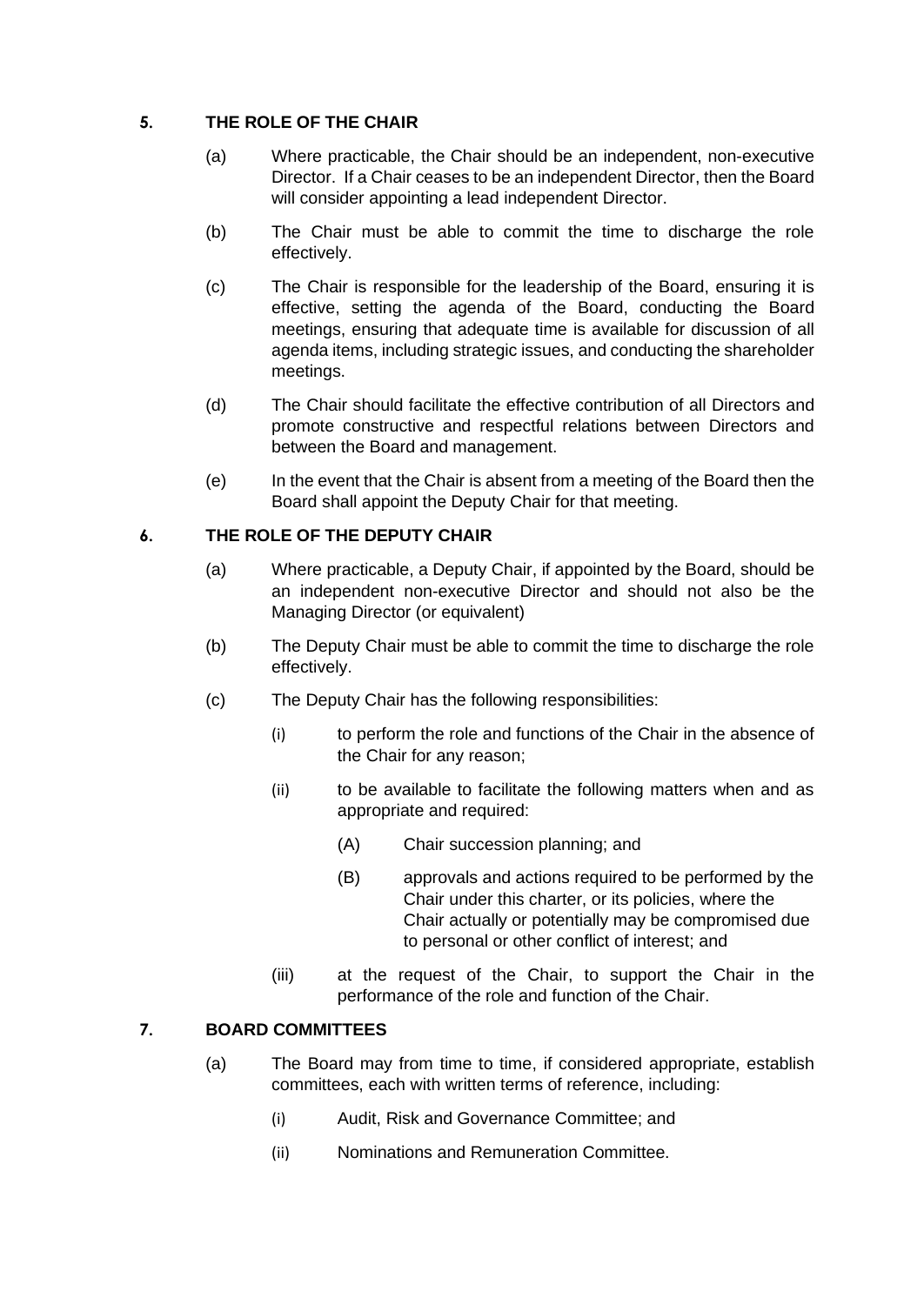## 5. THE ROLE OF THE CHAIR

(a) Where practicable, the Chair should be an independent, non-executive Director. If a Chair ceases to be an independent Director, then the Board will consider appointing a lead independent Director.

(b) The Chair must be able to commit the time to discharge the role effectively.

(c) The Chair is responsible for the leadership of the Board, ensuring it is effective, setting the agenda of the Board, conducting the Board meetings, ensuring that adequate time is available for discussion of all agenda items, including strategic issues, and conducting the shareholder meetings.

(d) The Chair should facilitate the effective contribution of all Directors and promote constructive and respectful relations between Directors and between the Board and management.

(e) In the event that the Chair is absent from a meeting of the Board then the Board shall appoint the Deputy Chair for that meeting.

## 6. THE ROLE OF THE DEPUTY CHAIR

(a) Where practicable, a Deputy Chair, if appointed by the Board, should be an independent non-executive Director and should not also be the Managing Director (or equivalent)

(b) The Deputy Chair must be able to commit the time to discharge the role effectively.

(c) The Deputy Chair has the following responsibilities:

- (i) to perform the role and functions of the Chair in the absence of the Chair for any reason;
- (ii) to be available to facilitate the following matters when and as appropriate and required:
  - (A) Chair succession planning; and
  - (B) approvals and actions required to be performed by the Chair under this charter, or its policies, where the Chair actually or potentially may be compromised due to personal or other conflict of interest; and
- (iii) at the request of the Chair, to support the Chair in the performance of the role and function of the Chair.

## 7. BOARD COMMITTEES

(a) The Board may from time to time, if considered appropriate, establish committees, each with written terms of reference, including:

- (i) Audit, Risk and Governance Committee; and
- (ii) Nominations and Remuneration Committee.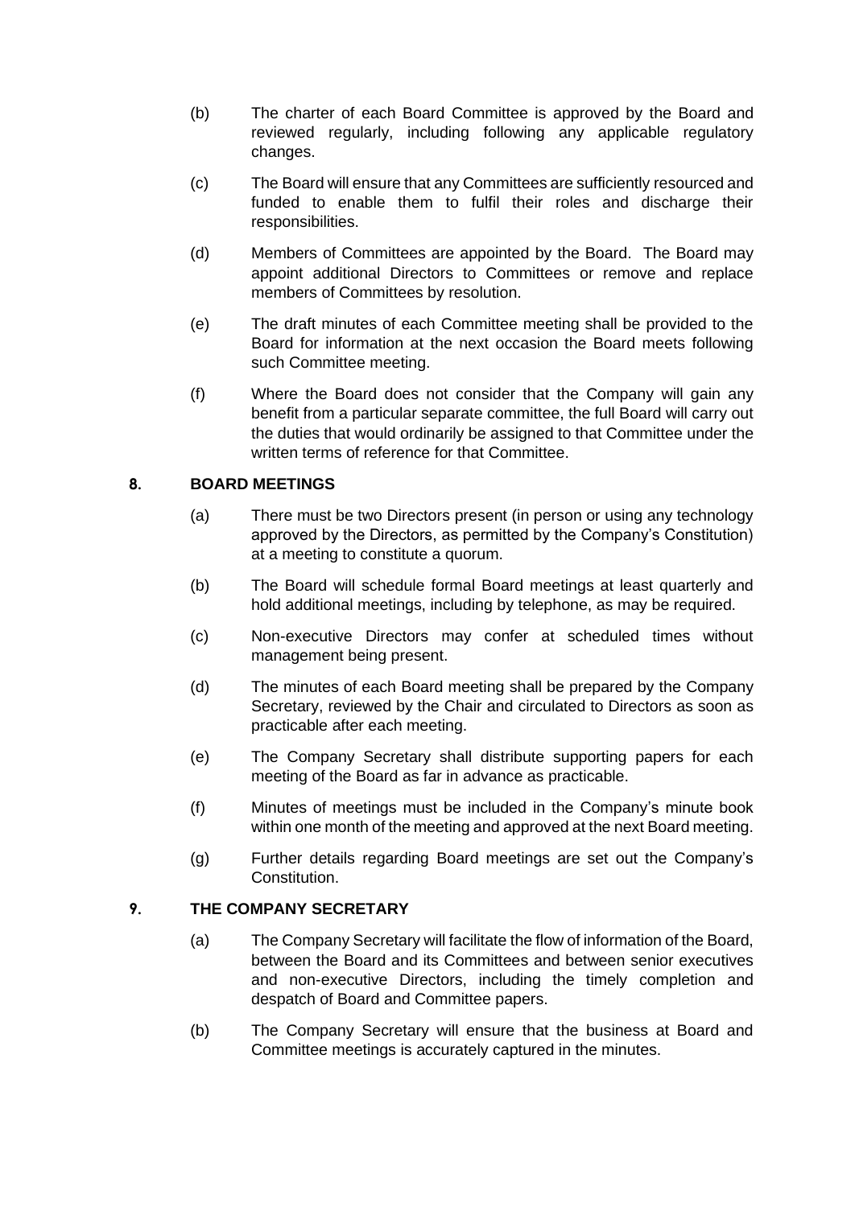(b) The charter of each Board Committee is approved by the Board and reviewed regularly, including following any applicable regulatory changes.

(c) The Board will ensure that any Committees are sufficiently resourced and funded to enable them to fulfil their roles and discharge their responsibilities.

(d) Members of Committees are appointed by the Board. The Board may appoint additional Directors to Committees or remove and replace members of Committees by resolution.

(e) The draft minutes of each Committee meeting shall be provided to the Board for information at the next occasion the Board meets following such Committee meeting.

(f) Where the Board does not consider that the Company will gain any benefit from a particular separate committee, the full Board will carry out the duties that would ordinarily be assigned to that Committee under the written terms of reference for that Committee.

## 8. BOARD MEETINGS

(a) There must be two Directors present (in person or using any technology approved by the Directors, as permitted by the Company's Constitution) at a meeting to constitute a quorum.

(b) The Board will schedule formal Board meetings at least quarterly and hold additional meetings, including by telephone, as may be required.

(c) Non-executive Directors may confer at scheduled times without management being present.

(d) The minutes of each Board meeting shall be prepared by the Company Secretary, reviewed by the Chair and circulated to Directors as soon as practicable after each meeting.

(e) The Company Secretary shall distribute supporting papers for each meeting of the Board as far in advance as practicable.

(f) Minutes of meetings must be included in the Company's minute book within one month of the meeting and approved at the next Board meeting.

(g) Further details regarding Board meetings are set out the Company's Constitution.

## 9. THE COMPANY SECRETARY

(a) The Company Secretary will facilitate the flow of information of the Board, between the Board and its Committees and between senior executives and non-executive Directors, including the timely completion and despatch of Board and Committee papers.

(b) The Company Secretary will ensure that the business at Board and Committee meetings is accurately captured in the minutes.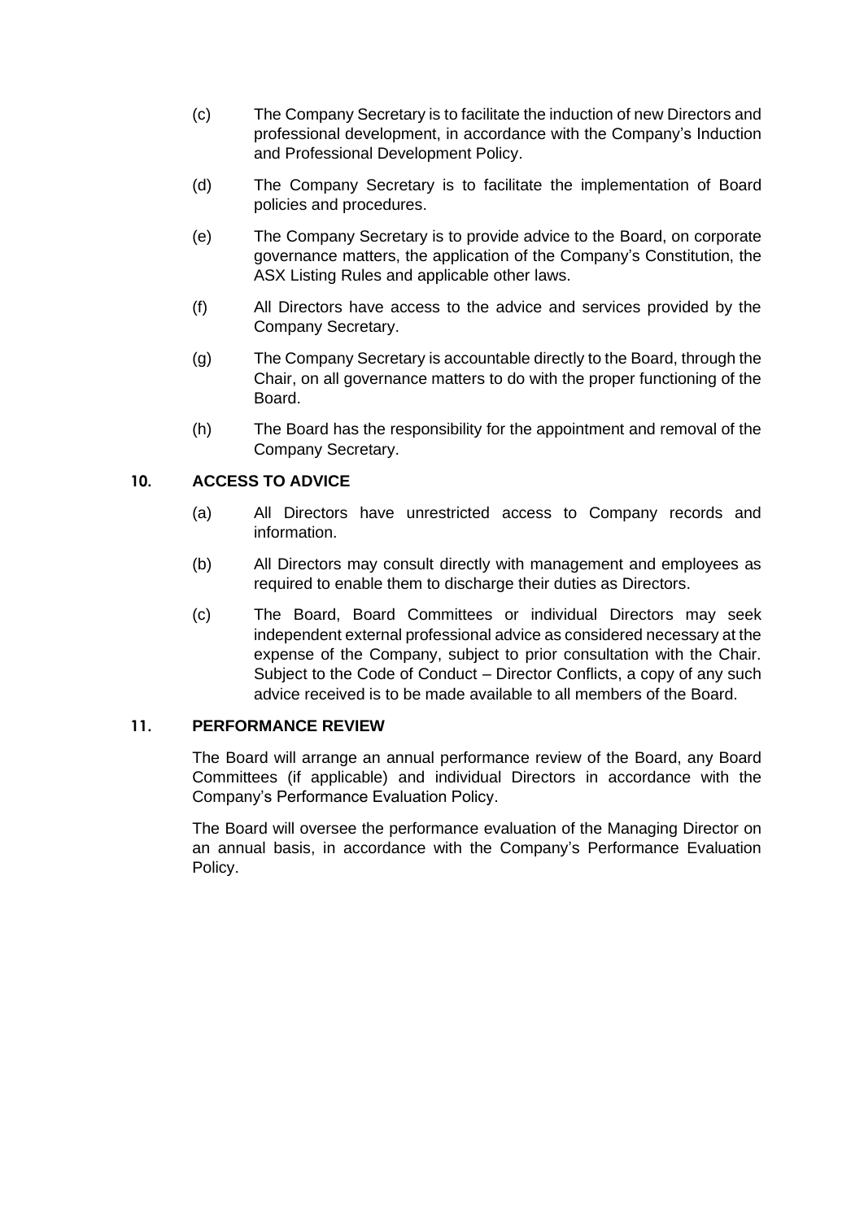(c) The Company Secretary is to facilitate the induction of new Directors and professional development, in accordance with the Company's Induction and Professional Development Policy.

(d) The Company Secretary is to facilitate the implementation of Board policies and procedures.

(e) The Company Secretary is to provide advice to the Board, on corporate governance matters, the application of the Company's Constitution, the ASX Listing Rules and applicable other laws.

(f) All Directors have access to the advice and services provided by the Company Secretary.

(g) The Company Secretary is accountable directly to the Board, through the Chair, on all governance matters to do with the proper functioning of the Board.

(h) The Board has the responsibility for the appointment and removal of the Company Secretary.

## 10. ACCESS TO ADVICE

(a) All Directors have unrestricted access to Company records and information.

(b) All Directors may consult directly with management and employees as required to enable them to discharge their duties as Directors.

(c) The Board, Board Committees or individual Directors may seek independent external professional advice as considered necessary at the expense of the Company, subject to prior consultation with the Chair. Subject to the Code of Conduct – Director Conflicts, a copy of any such advice received is to be made available to all members of the Board.

## 11. PERFORMANCE REVIEW

The Board will arrange an annual performance review of the Board, any Board Committees (if applicable) and individual Directors in accordance with the Company's Performance Evaluation Policy.

The Board will oversee the performance evaluation of the Managing Director on an annual basis, in accordance with the Company's Performance Evaluation Policy.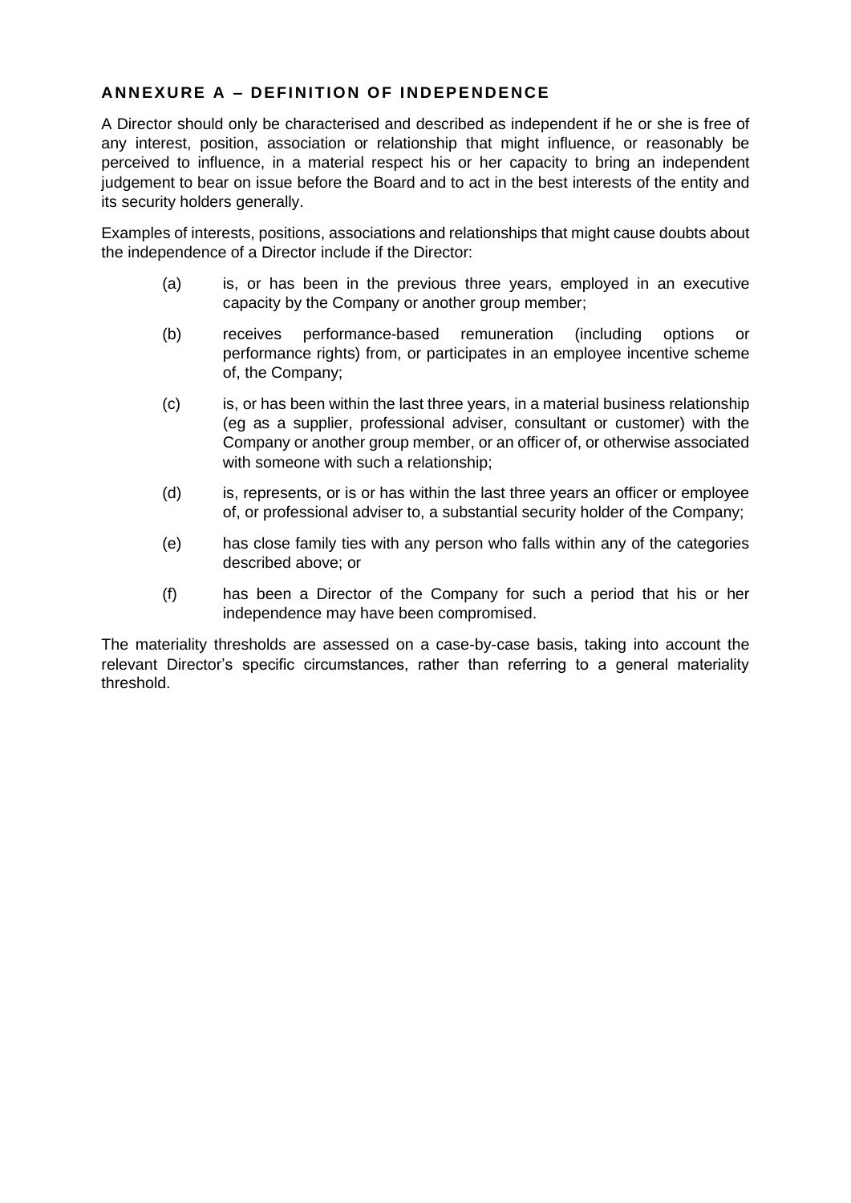## ANNEXURE A – DEFINITION OF INDEPENDENCE

A Director should only be characterised and described as independent if he or she is free of any interest, position, association or relationship that might influence, or reasonably be perceived to influence, in a material respect his or her capacity to bring an independent judgement to bear on issue before the Board and to act in the best interests of the entity and its security holders generally.

Examples of interests, positions, associations and relationships that might cause doubts about the independence of a Director include if the Director:

(a) is, or has been in the previous three years, employed in an executive capacity by the Company or another group member;

(b) receives performance-based remuneration (including options or performance rights) from, or participates in an employee incentive scheme of, the Company;

(c) is, or has been within the last three years, in a material business relationship (eg as a supplier, professional adviser, consultant or customer) with the Company or another group member, or an officer of, or otherwise associated with someone with such a relationship;

(d) is, represents, or is or has within the last three years an officer or employee of, or professional adviser to, a substantial security holder of the Company;

(e) has close family ties with any person who falls within any of the categories described above; or

(f) has been a Director of the Company for such a period that his or her independence may have been compromised.

The materiality thresholds are assessed on a case-by-case basis, taking into account the relevant Director's specific circumstances, rather than referring to a general materiality threshold.